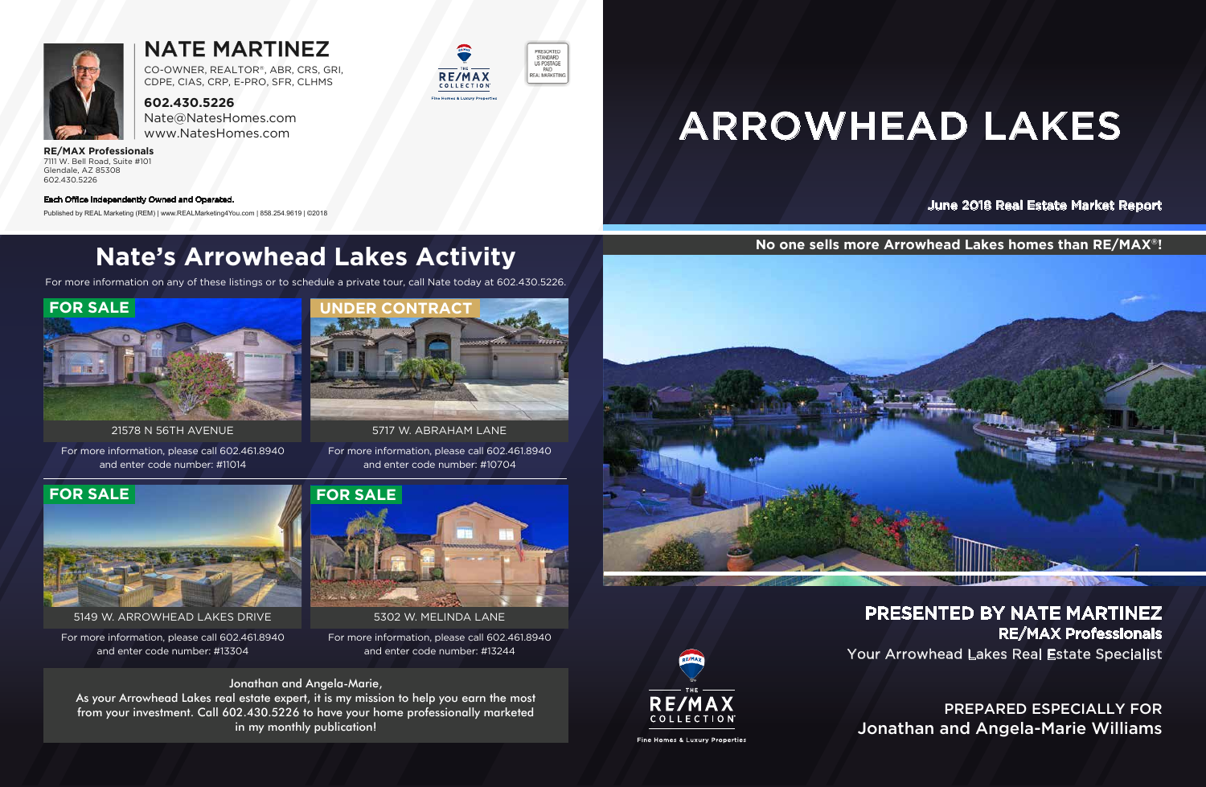# NATE MARTINEZ

CO-OWNER, REALTOR®, ABR, CRS, GRI, CDPE, CIAS, CRP, E-PRO, SFR, CLHMS

**602.430.5226**
Nate@NatesHomes.com
www.NatesHomes.com

**RE/MAX Professionals**
7111 W. Bell Road, Suite #101
Glendale, AZ 85308
602.430.5226

**Each Office Independently Owned and Operated.**

Published by REAL Marketing (REM) | www.REALMarketing4You.com | 858.254.9619 | ©2018

PRESORTED STANDARD US POSTAGE PAID REAL MARKETING

# ARROWHEAD LAKES

**June 2018 Real Estate Market Report**

**No one sells more Arrowhead Lakes homes than RE/MAX®!**

## Nate's Arrowhead Lakes Activity

For more information on any of these listings or to schedule a private tour, call Nate today at 602.430.5226.

**FOR SALE**

21578 N 56TH AVENUE

For more information, please call 602.461.8940 and enter code number: #11014

**UNDER CONTRACT**

5717 W. ABRAHAM LANE

For more information, please call 602.461.8940 and enter code number: #10704

**FOR SALE**

5149 W. ARROWHEAD LAKES DRIVE

For more information, please call 602.461.8940 and enter code number: #13304

**FOR SALE**

5302 W. MELINDA LANE

For more information, please call 602.461.8940 and enter code number: #13244

Jonathan and Angela-Marie,
As your Arrowhead Lakes real estate expert, it is my mission to help you earn the most from your investment. Call 602.430.5226 to have your home professionally marketed in my monthly publication!

**PRESENTED BY NATE MARTINEZ**
**RE/MAX Professionals**
Your Arrowhead Lakes Real Estate Specialist

THE RE/MAX COLLECTION
Fine Homes & Luxury Properties

PREPARED ESPECIALLY FOR
Jonathan and Angela-Marie Williams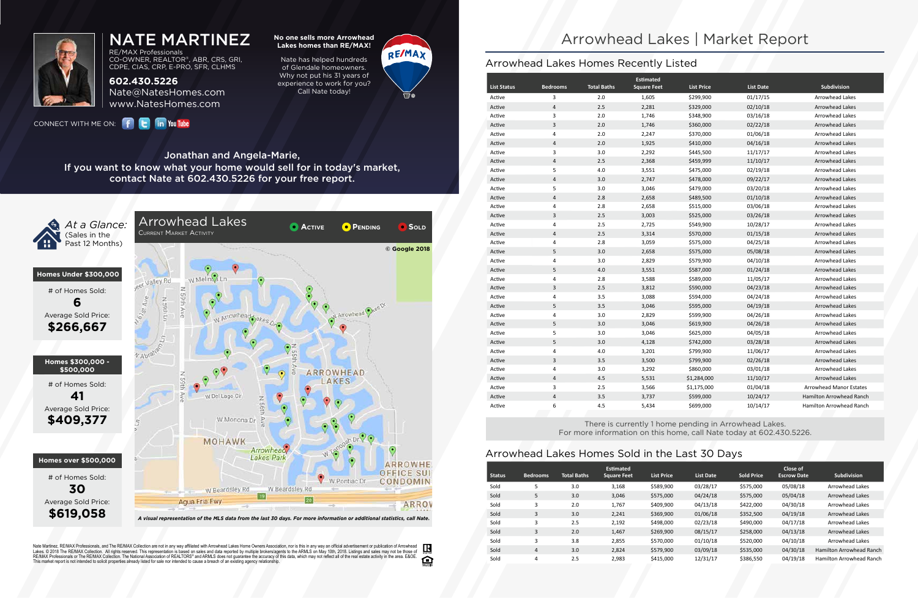# NATE MARTINEZ

RE/MAX Professionals
CO-OWNER, REALTOR®, ABR, CRS, GRI, CIAS, CDPE, CIAS, CRP, E-PRO, SFR, CLHMS

**602.430.5226**
Nate@NatesHomes.com
www.NatesHomes.com

CONNECT WITH ME ON:

**No one sells more Arrowhead Lakes homes than RE/MAX!**

Nate has helped hundreds of Glendale homeowners. Why not put his 31 years of experience to work for you? Call Nate today!

Jonathan and Angela-Marie,
If you want to know what your home would sell for in today's market, contact Nate at 602.430.5226 for your free report.

## At a Glance: (Sales in the Past 12 Months)

**Homes Under $300,000**

\# of Homes Sold:
**6**

Average Sold Price:
**$266,667**

**Homes $300,000 - $500,000**

\# of Homes Sold:
**41**

Average Sold Price:
**$409,377**

**Homes over $500,000**

\# of Homes Sold:
**30**

Average Sold Price:
**$619,058**

## Arrowhead Lakes

CURRENT MARKET ACTIVITY

Active   Pending   Sold

© Google 2018

*A visual representation of the MLS data from the last 30 days. For more information or additional statistics, call Nate.*

# Arrowhead Lakes | Market Report

## Arrowhead Lakes Homes Recently Listed

| List Status | Bedrooms | Total Baths | Estimated Square Feet | List Price | List Date | Subdivision |
|---|---|---|---|---|---|---|
| Active | 3 | 2.0 | 1,605 | $299,900 | 01/17/15 | Arrowhead Lakes |
| Active | 4 | 2.5 | 2,281 | $329,000 | 02/10/18 | Arrowhead Lakes |
| Active | 3 | 2.0 | 1,746 | $348,900 | 03/16/18 | Arrowhead Lakes |
| Active | 3 | 2.0 | 1,746 | $360,000 | 02/22/18 | Arrowhead Lakes |
| Active | 4 | 2.0 | 2,247 | $370,000 | 01/06/18 | Arrowhead Lakes |
| Active | 4 | 2.0 | 1,925 | $410,000 | 04/16/18 | Arrowhead Lakes |
| Active | 3 | 3.0 | 2,292 | $445,500 | 11/17/17 | Arrowhead Lakes |
| Active | 4 | 2.5 | 2,368 | $459,999 | 11/10/17 | Arrowhead Lakes |
| Active | 5 | 4.0 | 3,551 | $475,000 | 02/19/18 | Arrowhead Lakes |
| Active | 4 | 3.0 | 2,747 | $478,000 | 09/22/17 | Arrowhead Lakes |
| Active | 5 | 3.0 | 3,046 | $479,000 | 03/20/18 | Arrowhead Lakes |
| Active | 4 | 2.8 | 2,658 | $489,500 | 01/10/18 | Arrowhead Lakes |
| Active | 4 | 2.8 | 2,658 | $515,000 | 03/06/18 | Arrowhead Lakes |
| Active | 3 | 2.5 | 3,003 | $525,000 | 03/26/18 | Arrowhead Lakes |
| Active | 4 | 2.5 | 2,725 | $549,900 | 10/28/17 | Arrowhead Lakes |
| Active | 4 | 2.5 | 3,314 | $570,000 | 01/15/18 | Arrowhead Lakes |
| Active | 4 | 2.8 | 3,059 | $575,000 | 04/25/18 | Arrowhead Lakes |
| Active | 5 | 3.0 | 2,658 | $575,000 | 05/08/18 | Arrowhead Lakes |
| Active | 4 | 3.0 | 2,829 | $579,900 | 04/10/18 | Arrowhead Lakes |
| Active | 5 | 4.0 | 3,551 | $587,000 | 01/24/18 | Arrowhead Lakes |
| Active | 4 | 2.8 | 3,588 | $589,000 | 11/05/17 | Arrowhead Lakes |
| Active | 3 | 2.5 | 3,812 | $590,000 | 04/23/18 | Arrowhead Lakes |
| Active | 4 | 3.5 | 3,088 | $594,000 | 04/24/18 | Arrowhead Lakes |
| Active | 5 | 3.5 | 3,046 | $595,000 | 04/19/18 | Arrowhead Lakes |
| Active | 4 | 3.0 | 2,829 | $599,900 | 04/26/18 | Arrowhead Lakes |
| Active | 5 | 3.0 | 3,046 | $619,900 | 04/26/18 | Arrowhead Lakes |
| Active | 5 | 3.0 | 3,046 | $625,000 | 04/05/18 | Arrowhead Lakes |
| Active | 5 | 3.0 | 4,128 | $742,000 | 03/28/18 | Arrowhead Lakes |
| Active | 4 | 4.0 | 3,201 | $799,900 | 11/06/17 | Arrowhead Lakes |
| Active | 3 | 3.5 | 3,500 | $799,900 | 02/26/18 | Arrowhead Lakes |
| Active | 4 | 3.0 | 3,292 | $860,000 | 03/01/18 | Arrowhead Lakes |
| Active | 4 | 4.5 | 5,531 | $1,284,000 | 11/10/17 | Arrowhead Lakes |
| Active | 3 | 2.5 | 3,566 | $1,175,000 | 01/04/18 | Arrowhead Manor Estates |
| Active | 4 | 3.5 | 3,737 | $599,000 | 10/24/17 | Hamilton Arrowhead Ranch |
| Active | 6 | 4.5 | 5,434 | $699,000 | 10/14/17 | Hamilton Arrowhead Ranch |

There is currently 1 home pending in Arrowhead Lakes.
For more information on this home, call Nate today at 602.430.5226.

## Arrowhead Lakes Homes Sold in the Last 30 Days

| Status | Bedrooms | Total Baths | Estimated Square Feet | List Price | List Date | Sold Price | Close of Escrow Date | Subdivision |
|---|---|---|---|---|---|---|---|---|
| Sold | 5 | 3.0 | 3,168 | $589,900 | 03/28/17 | $575,000 | 05/08/18 | Arrowhead Lakes |
| Sold | 5 | 3.0 | 3,046 | $575,000 | 04/24/18 | $575,000 | 05/04/18 | Arrowhead Lakes |
| Sold | 3 | 2.0 | 1,767 | $409,900 | 04/13/18 | $422,000 | 04/30/18 | Arrowhead Lakes |
| Sold | 3 | 3.0 | 2,241 | $369,900 | 01/06/18 | $352,500 | 04/19/18 | Arrowhead Lakes |
| Sold | 3 | 2.5 | 2,192 | $498,000 | 02/23/18 | $490,000 | 04/17/18 | Arrowhead Lakes |
| Sold | 3 | 2.0 | 1,467 | $269,900 | 08/15/17 | $258,000 | 04/13/18 | Arrowhead Lakes |
| Sold | 3 | 3.8 | 2,855 | $570,000 | 01/10/18 | $520,000 | 04/10/18 | Arrowhead Lakes |
| Sold | 4 | 3.0 | 2,824 | $579,900 | 03/09/18 | $535,000 | 04/30/18 | Hamilton Arrowhead Ranch |
| Sold | 4 | 2.5 | 2,983 | $415,000 | 12/31/17 | $386,550 | 04/19/18 | Hamilton Arrowhead Ranch |

Nate Martinez, RE/MAX Professionals, and The RE/MAX Collection are not in any way affiliated with Arrowhead Lakes Home Owners Association, nor is this in any way an official advertisement or publication of Arrowhead Lakes. © 2018 The RE/MAX Collection. All rights reserved. This representation is based on sales and data reported by multiple brokers/agents to the ARMLS on May 10th, 2018. Listings and sales may not be those of RE/MAX Professionals or The RE/MAX Collection. The National Association of REALTORS® and ARMLS does not guarantee the accuracy of this data, which may not reflect all of the real estate activity in the area. E&OE. This market report is not intended to solicit properties already listed for sale nor intended to cause a breach of an existing agency relationship.